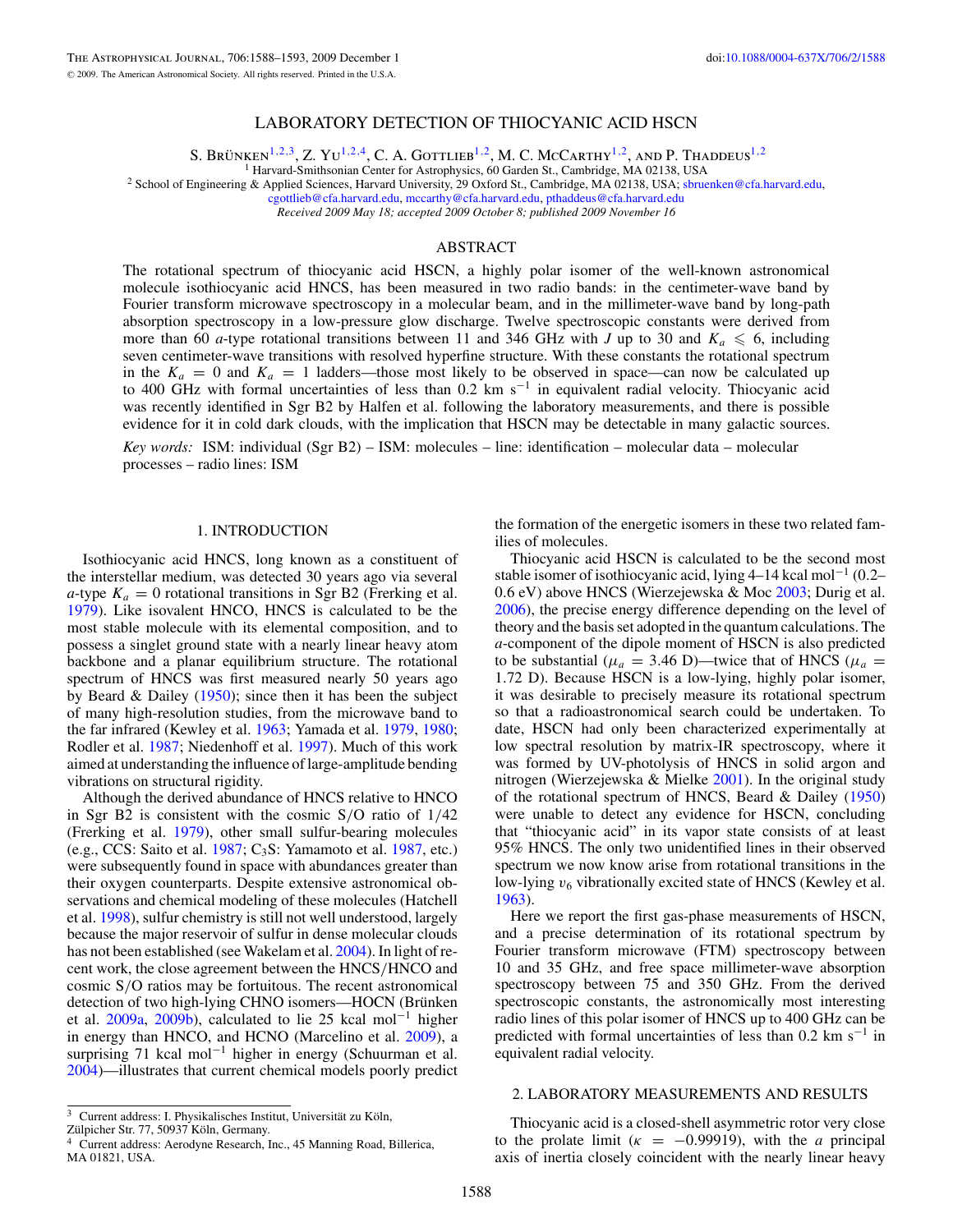# LABORATORY DETECTION OF THIOCYANIC ACID HSCN

S. Brünken[1,2,3], Z. Yu[1,2,4], C. A. Gottlieb[1,2], M. C. McCarthy[1,2], and P. Thaddeus[1,2]

[1] Harvard-Smithsonian Center for Astrophysics, 60 Garden St., Cambridge, MA 02138, USA

[2] School of Engineering & Applied Sciences, Harvard University, 29 Oxford St., Cambridge, MA 02138, USA; sbruenken@cfa.harvard.edu, cgottlieb@cfa.harvard.edu, mccarthy@cfa.harvard.edu, pthaddeus@cfa.harvard.edu

*Received 2009 May 18; accepted 2009 October 8; published 2009 November 16*

## ABSTRACT

The rotational spectrum of thiocyanic acid HSCN, a highly polar isomer of the well-known astronomical molecule isothiocyanic acid HNCS, has been measured in two radio bands: in the centimeter-wave band by Fourier transform microwave spectroscopy in a molecular beam, and in the millimeter-wave band by long-path absorption spectroscopy in a low-pressure glow discharge. Twelve spectroscopic constants were derived from more than 60 $a$-type rotational transitions between 11 and 346 GHz with $J$ up to 30 and $K_a \leqslant 6$, including seven centimeter-wave transitions with resolved hyperfine structure. With these constants the rotational spectrum in the $K_a = 0$ and $K_a = 1$ ladders—those most likely to be observed in space—can now be calculated up to 400 GHz with formal uncertainties of less than 0.2 km s$^{-1}$ in equivalent radial velocity. Thiocyanic acid was recently identified in Sgr B2 by Halfen et al. following the laboratory measurements, and there is possible evidence for it in cold dark clouds, with the implication that HSCN may be detectable in many galactic sources.

*Key words:* ISM: individual (Sgr B2) – ISM: molecules – line: identification – molecular data – molecular processes – radio lines: ISM

## 1. INTRODUCTION

Isothiocyanic acid HNCS, long known as a constituent of the interstellar medium, was detected 30 years ago via several $a$-type $K_a = 0$ rotational transitions in Sgr B2 (Frerking et al. 1979). Like isovalent HNCO, HNCS is calculated to be the most stable molecule with its elemental composition, and to possess a singlet ground state with a nearly linear heavy atom backbone and a planar equilibrium structure. The rotational spectrum of HNCS was first measured nearly 50 years ago by Beard & Dailey (1950); since then it has been the subject of many high-resolution studies, from the microwave band to the far infrared (Kewley et al. 1963; Yamada et al. 1979, 1980; Rodler et al. 1987; Niedenhoff et al. 1997). Much of this work aimed at understanding the influence of large-amplitude bending vibrations on structural rigidity.

Although the derived abundance of HNCS relative to HNCO in Sgr B2 is consistent with the cosmic S/O ratio of 1/42 (Frerking et al. 1979), other small sulfur-bearing molecules (e.g., CCS: Saito et al. 1987; $C_3S$: Yamamoto et al. 1987, etc.) were subsequently found in space with abundances greater than their oxygen counterparts. Despite extensive astronomical observations and chemical modeling of these molecules (Hatchell et al. 1998), sulfur chemistry is still not well understood, largely because the major reservoir of sulfur in dense molecular clouds has not been established (see Wakelam et al. 2004). In light of recent work, the close agreement between the HNCS/HNCO and cosmic S/O ratios may be fortuitous. The recent astronomical detection of two high-lying CHNO isomers—HOCN (Brünken et al. 2009a, 2009b), calculated to lie 25 kcal mol$^{-1}$ higher in energy than HNCO, and HCNO (Marcelino et al. 2009), a surprising 71 kcal mol$^{-1}$ higher in energy (Schuurman et al. 2004)—illustrates that current chemical models poorly predict the formation of the energetic isomers in these two related families of molecules.

Thiocyanic acid HSCN is calculated to be the second most stable isomer of isothiocyanic acid, lying 4–14 kcal mol$^{-1}$ (0.2–0.6 eV) above HNCS (Wierzejewska & Moc 2003; Durig et al. 2006), the precise energy difference depending on the level of theory and the basis set adopted in the quantum calculations. The $a$-component of the dipole moment of HSCN is also predicted to be substantial ($\mu_a$ = 3.46 D)—twice that of HNCS ($\mu_a$ = 1.72 D). Because HSCN is a low-lying, highly polar isomer, it was desirable to precisely measure its rotational spectrum so that a radioastronomical search could be undertaken. To date, HSCN had only been characterized experimentally at low spectral resolution by matrix-IR spectroscopy, where it was formed by UV-photolysis of HNCS in solid argon and nitrogen (Wierzejewska & Mielke 2001). In the original study of the rotational spectrum of HNCS, Beard & Dailey (1950) were unable to detect any evidence for HSCN, concluding that "thiocyanic acid" in its vapor state consists of at least 95% HNCS. The only two unidentified lines in their observed spectrum we now know arise from rotational transitions in the low-lying $v_6$ vibrationally excited state of HNCS (Kewley et al. 1963).

Here we report the first gas-phase measurements of HSCN, and a precise determination of its rotational spectrum by Fourier transform microwave (FTM) spectroscopy between 10 and 35 GHz, and free space millimeter-wave absorption spectroscopy between 75 and 350 GHz. From the derived spectroscopic constants, the astronomically most interesting radio lines of this polar isomer of HNCS up to 400 GHz can be predicted with formal uncertainties of less than 0.2 km s$^{-1}$ in equivalent radial velocity.

## 2. LABORATORY MEASUREMENTS AND RESULTS

Thiocyanic acid is a closed-shell asymmetric rotor very close to the prolate limit ($\kappa$ = −0.99919), with the $a$ principal axis of inertia closely coincident with the nearly linear heavy

---

[3] Current address: I. Physikalisches Institut, Universität zu Köln, Zülpicher Str. 77, 50937 Köln, Germany.

[4] Current address: Aerodyne Research, Inc., 45 Manning Road, Billerica, MA 01821, USA.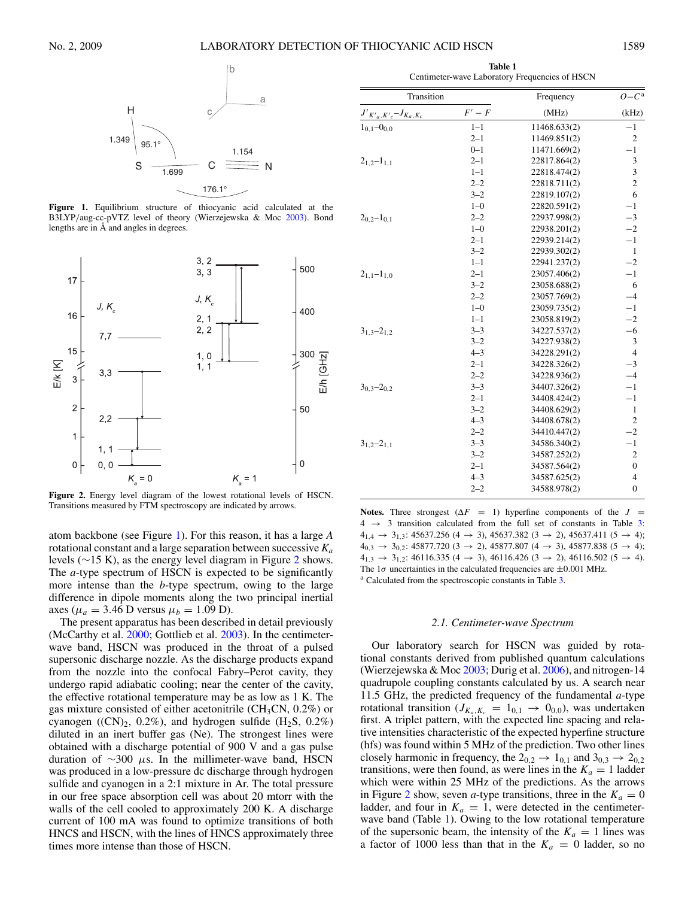**Figure 1.** Equilibrium structure of thiocyanic acid calculated at the B3LYP/aug-cc-pVTZ level of theory (Wierzejewska & Moc 2003). Bond lengths are in Å and angles in degrees.

**Figure 2.** Energy level diagram of the lowest rotational levels of HSCN. Transitions measured by FTM spectroscopy are indicated by arrows.

atom backbone (see Figure 1). For this reason, it has a large $A$ rotational constant and a large separation between successive $K_a$ levels (∼15 K), as the energy level diagram in Figure 2 shows. The $a$-type spectrum of HSCN is expected to be significantly more intense than the $b$-type spectrum, owing to the large difference in dipole moments along the two principal inertial axes ($\mu_a = 3.46$ D versus $\mu_b = 1.09$ D).

The present apparatus has been described in detail previously (McCarthy et al. 2000; Gottlieb et al. 2003). In the centimeter-wave band, HSCN was produced in the throat of a pulsed supersonic discharge nozzle. As the discharge products expand from the nozzle into the confocal Fabry–Perot cavity, they undergo rapid adiabatic cooling; near the center of the cavity, the effective rotational temperature may be as low as 1 K. The gas mixture consisted of either acetonitrile ($CH_3CN$, 0.2%) or cyanogen ($(CN)_2$, 0.2%), and hydrogen sulfide ($H_2S$, 0.2%) diluted in an inert buffer gas (Ne). The strongest lines were obtained with a discharge potential of 900 V and a gas pulse duration of ∼300 μs. In the millimeter-wave band, HSCN was produced in a low-pressure dc discharge through hydrogen sulfide and cyanogen in a 2:1 mixture in Ar. The total pressure in our free space absorption cell was about 20 mtorr with the walls of the cell cooled to approximately 200 K. A discharge current of 100 mA was found to optimize transitions of both HNCS and HSCN, with the lines of HNCS approximately three times more intense than those of HSCN.

**Table 1**
Centimeter-wave Laboratory Frequencies of HSCN

| Transition $J'_{K'_a,K'_c}$–$J_{K_a,K_c}$ | $F'-F$ | Frequency (MHz) | $O-C$[a] (kHz) |
|---|---|---|---|
| $1_{0,1}$–$0_{0,0}$ | 1–1 | 11468.633(2) | −1 |
| | 2–1 | 11469.851(2) | 2 |
| | 0–1 | 11471.669(2) | −1 |
| $2_{1,2}$–$1_{1,1}$ | 2–1 | 22817.864(2) | 3 |
| | 1–1 | 22818.474(2) | 3 |
| | 2–2 | 22818.711(2) | 2 |
| | 3–2 | 22819.107(2) | 6 |
| | 1–0 | 22820.591(2) | −1 |
| $2_{0,2}$–$1_{0,1}$ | 2–2 | 22937.998(2) | −3 |
| | 1–0 | 22938.201(2) | −2 |
| | 2–1 | 22939.214(2) | −1 |
| | 3–2 | 22939.302(2) | 1 |
| | 1–1 | 22941.237(2) | −2 |
| $2_{1,1}$–$1_{1,0}$ | 2–1 | 23057.406(2) | −1 |
| | 3–2 | 23058.688(2) | 6 |
| | 2–2 | 23057.769(2) | −4 |
| | 1–0 | 23059.735(2) | −1 |
| | 1–1 | 23058.819(2) | −2 |
| $3_{1,3}$–$2_{1,2}$ | 3–3 | 34227.537(2) | −6 |
| | 3–2 | 34227.938(2) | 3 |
| | 4–3 | 34228.291(2) | 4 |
| | 2–1 | 34228.326(2) | −3 |
| | 2–2 | 34228.936(2) | −4 |
| $3_{0,3}$–$2_{0,2}$ | 3–3 | 34407.326(2) | −1 |
| | 2–1 | 34408.424(2) | −1 |
| | 3–2 | 34408.629(2) | 1 |
| | 4–3 | 34408.678(2) | 2 |
| | 2–2 | 34410.447(2) | −2 |
| $3_{1,2}$–$2_{1,1}$ | 3–3 | 34586.340(2) | −1 |
| | 3–2 | 34587.252(2) | 2 |
| | 2–1 | 34587.564(2) | 0 |
| | 4–3 | 34587.625(2) | 4 |
| | 2–2 | 34588.978(2) | 0 |

**Notes.** Three strongest ($\Delta F = 1$) hyperfine components of the $J = 4 \rightarrow 3$ transition calculated from the full set of constants in Table 3: $4_{1,4} \rightarrow 3_{1,3}$: 45637.256 (4 → 3), 45637.382 (3 → 2), 45637.411 (5 → 4); $4_{0,3} \rightarrow 3_{0,2}$: 45877.720 (3 → 2), 45877.807 (4 → 3), 45877.838 (5 → 4); $4_{1,3} \rightarrow 3_{1,2}$: 46116.335 (4 → 3), 46116.426 (3 → 2), 46116.502 (5 → 4). The 1σ uncertainties in the calculated frequencies are ±0.001 MHz.
[a] Calculated from the spectroscopic constants in Table 3.

### 2.1. Centimeter-wave Spectrum

Our laboratory search for HSCN was guided by rotational constants derived from published quantum calculations (Wierzejewska & Moc 2003; Durig et al. 2006), and nitrogen-14 quadrupole coupling constants calculated by us. A search near 11.5 GHz, the predicted frequency of the fundamental $a$-type rotational transition ($J_{K_a,K_c} = 1_{0,1} \rightarrow 0_{0,0}$), was undertaken first. A triplet pattern, with the expected line spacing and relative intensities characteristic of the expected hyperfine structure (hfs) was found within 5 MHz of the prediction. Two other lines closely harmonic in frequency, the $2_{0,2} \rightarrow 1_{0,1}$ and $3_{0,3} \rightarrow 2_{0,2}$ transitions, were then found, as were lines in the $K_a = 1$ ladder which were within 25 MHz of the predictions. As the arrows in Figure 2 show, seven $a$-type transitions, three in the $K_a = 0$ ladder, and four in $K_a = 1$, were detected in the centimeter-wave band (Table 1). Owing to the low rotational temperature of the supersonic beam, the intensity of the $K_a = 1$ lines was a factor of 1000 less than that in the $K_a = 0$ ladder, so no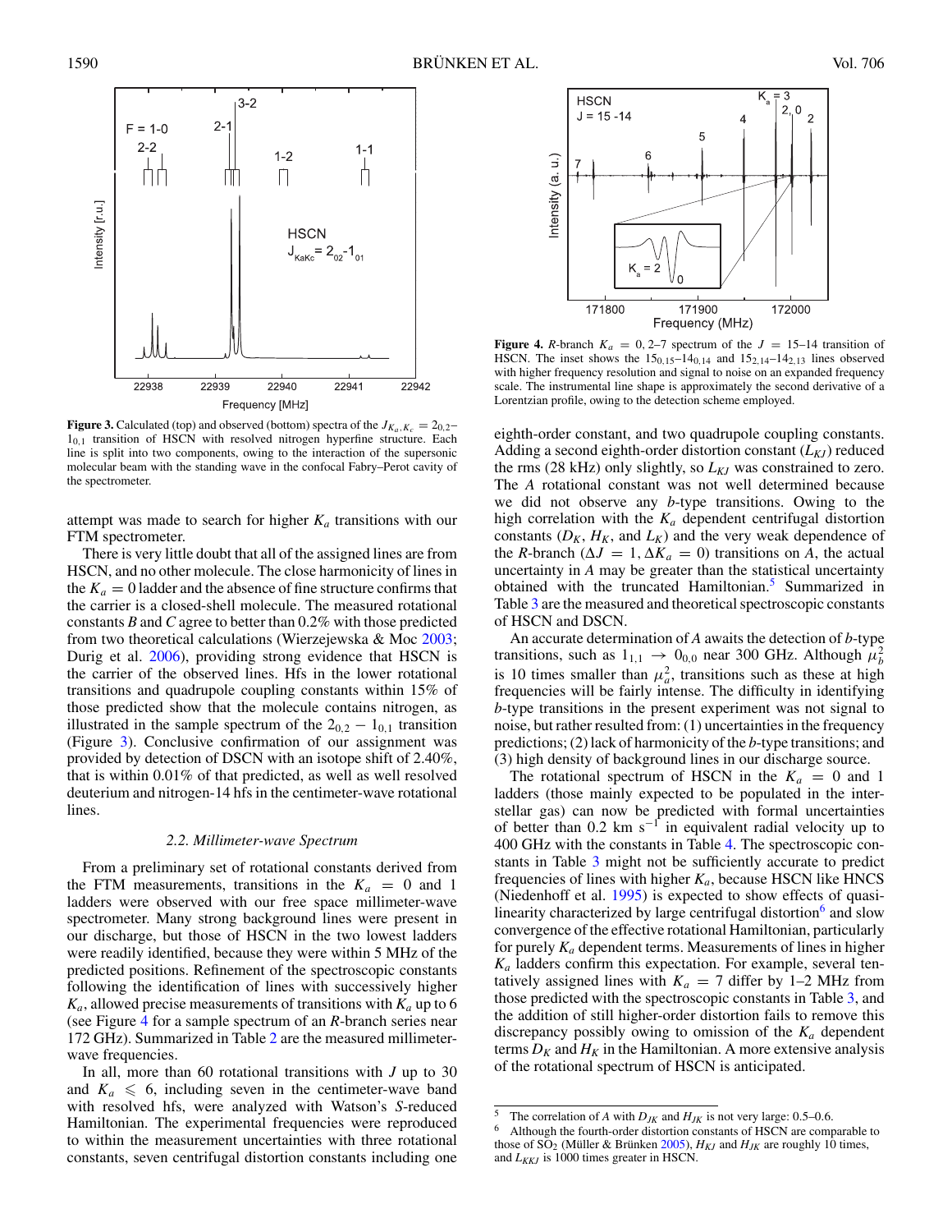**Figure 3.** Calculated (top) and observed (bottom) spectra of the $J_{K_a,K_c} = 2_{0,2}$–$1_{0,1}$ transition of HSCN with resolved nitrogen hyperfine structure. Each line is split into two components, owing to the interaction of the supersonic molecular beam with the standing wave in the confocal Fabry–Perot cavity of the spectrometer.

**Figure 4.** *R*-branch $K_a = 0, 2$–$7$ spectrum of the $J = 15$–$14$ transition of HSCN. The inset shows the $15_{0,15}$–$14_{0,14}$ and $15_{2,14}$–$14_{2,13}$ lines observed with higher frequency resolution and signal to noise on an expanded frequency scale. The instrumental line shape is approximately the second derivative of a Lorentzian profile, owing to the detection scheme employed.

attempt was made to search for higher $K_a$ transitions with our FTM spectrometer.

There is very little doubt that all of the assigned lines are from HSCN, and no other molecule. The close harmonicity of lines in the $K_a = 0$ ladder and the absence of fine structure confirms that the carrier is a closed-shell molecule. The measured rotational constants *B* and *C* agree to better than 0.2% with those predicted from two theoretical calculations (Wierzejewska & Moc 2003; Durig et al. 2006), providing strong evidence that HSCN is the carrier of the observed lines. Hfs in the lower rotational transitions and quadrupole coupling constants within 15% of those predicted show that the molecule contains nitrogen, as illustrated in the sample spectrum of the $2_{0,2} - 1_{0,1}$ transition (Figure 3). Conclusive confirmation of our assignment was provided by detection of DSCN with an isotope shift of 2.40%, that is within 0.01% of that predicted, as well as well resolved deuterium and nitrogen-14 hfs in the centimeter-wave rotational lines.

### 2.2. Millimeter-wave Spectrum

From a preliminary set of rotational constants derived from the FTM measurements, transitions in the $K_a = 0$ and 1 ladders were observed with our free space millimeter-wave spectrometer. Many strong background lines were present in our discharge, but those of HSCN in the two lowest ladders were readily identified, because they were within 5 MHz of the predicted positions. Refinement of the spectroscopic constants following the identification of lines with successively higher $K_a$, allowed precise measurements of transitions with $K_a$ up to 6 (see Figure 4 for a sample spectrum of an *R*-branch series near 172 GHz). Summarized in Table 2 are the measured millimeter-wave frequencies.

In all, more than 60 rotational transitions with *J* up to 30 and $K_a \leqslant 6$, including seven in the centimeter-wave band with resolved hfs, were analyzed with Watson's *S*-reduced Hamiltonian. The experimental frequencies were reproduced to within the measurement uncertainties with three rotational constants, seven centrifugal distortion constants including one eighth-order constant, and two quadrupole coupling constants. Adding a second eighth-order distortion constant ($L_{KJ}$) reduced the rms (28 kHz) only slightly, so $L_{KJ}$ was constrained to zero. The *A* rotational constant was not well determined because we did not observe any *b*-type transitions. Owing to the high correlation with the $K_a$ dependent centrifugal distortion constants ($D_K$, $H_K$, and $L_K$) and the very weak dependence of the *R*-branch ($\Delta J = 1, \Delta K_a = 0$) transitions on *A*, the actual uncertainty in *A* may be greater than the statistical uncertainty obtained with the truncated Hamiltonian.[5] Summarized in Table 3 are the measured and theoretical spectroscopic constants of HSCN and DSCN.

An accurate determination of *A* awaits the detection of *b*-type transitions, such as $1_{1,1} \rightarrow 0_{0,0}$ near 300 GHz. Although $\mu_b^2$ is 10 times smaller than $\mu_a^2$, transitions such as these at high frequencies will be fairly intense. The difficulty in identifying *b*-type transitions in the present experiment was not signal to noise, but rather resulted from: (1) uncertainties in the frequency predictions; (2) lack of harmonicity of the *b*-type transitions; and (3) high density of background lines in our discharge source.

The rotational spectrum of HSCN in the $K_a = 0$ and 1 ladders (those mainly expected to be populated in the interstellar gas) can now be predicted with formal uncertainties of better than 0.2 km $\mathrm{s}^{-1}$ in equivalent radial velocity up to 400 GHz with the constants in Table 4. The spectroscopic constants in Table 3 might not be sufficiently accurate to predict frequencies of lines with higher $K_a$, because HSCN like HNCS (Niedenhoff et al. 1995) is expected to show effects of quasi-linearity characterized by large centrifugal distortion[6] and slow convergence of the effective rotational Hamiltonian, particularly for purely $K_a$ dependent terms. Measurements of lines in higher $K_a$ ladders confirm this expectation. For example, several tentatively assigned lines with $K_a = 7$ differ by 1–2 MHz from those predicted with the spectroscopic constants in Table 3, and the addition of still higher-order distortion fails to remove this discrepancy possibly owing to omission of the $K_a$ dependent terms $D_K$ and $H_K$ in the Hamiltonian. A more extensive analysis of the rotational spectrum of HSCN is anticipated.

---

[5] The correlation of *A* with $D_{JK}$ and $H_{JK}$ is not very large: 0.5–0.6.

[6] Although the fourth-order distortion constants of HSCN are comparable to those of $SO_2$ (Müller & Brünken 2005), $H_{KJ}$ and $H_{JK}$ are roughly 10 times, and $L_{KKJ}$ is 1000 times greater in HSCN.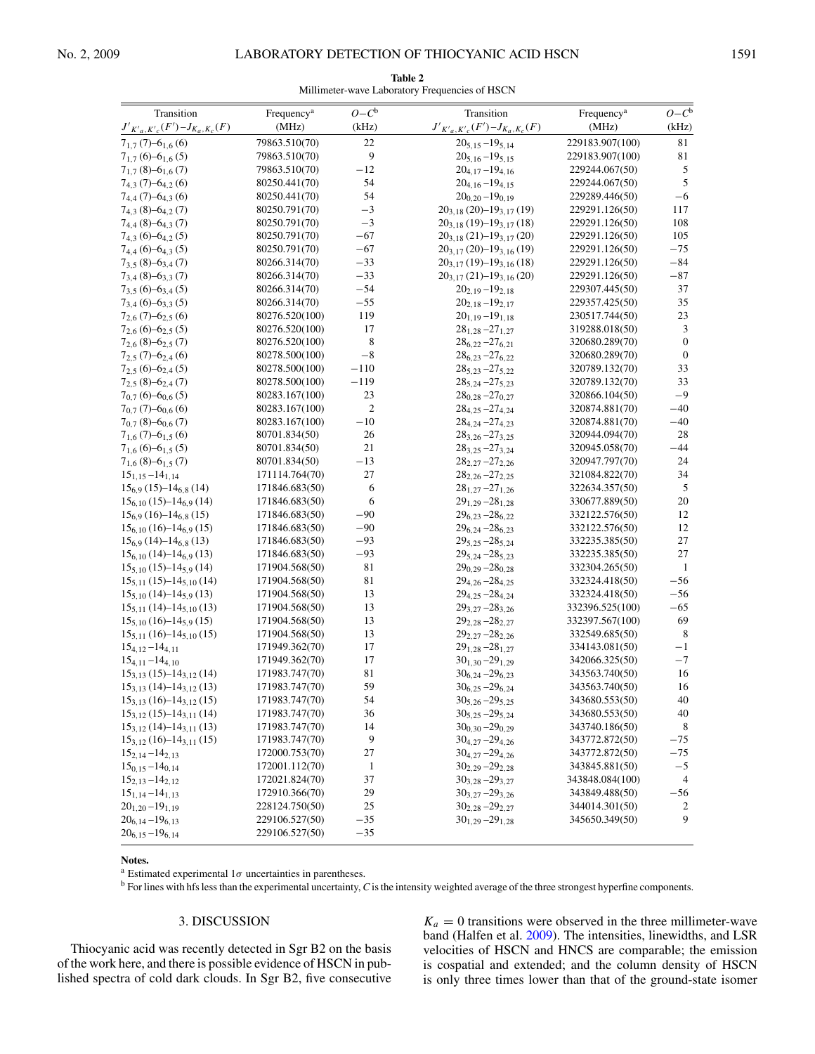**Table 2**
Millimeter-wave Laboratory Frequencies of HSCN

| Transition $J'_{K'_a,K'_c}(F')-J_{K_a,K_c}(F)$ | Frequency[a] (MHz) | $O-C$[b] (kHz) | Transition $J'_{K'_a,K'_c}(F')-J_{K_a,K_c}(F)$ | Frequency[a] (MHz) | $O-C$[b] (kHz) |
|---|---|---|---|---|---|
| $7_{1,7}(7)-6_{1,6}(6)$ | 79863.510(70) | 22 | $20_{5,15}-19_{5,14}$ | 229183.907(100) | 81 |
| $7_{1,7}(6)-6_{1,6}(5)$ | 79863.510(70) | 9 | $20_{5,16}-19_{5,15}$ | 229183.907(100) | 81 |
| $7_{1,7}(8)-6_{1,6}(7)$ | 79863.510(70) | −12 | $20_{4,17}-19_{4,16}$ | 229244.067(50) | 5 |
| $7_{4,3}(7)-6_{4,2}(6)$ | 80250.441(70) | 54 | $20_{4,16}-19_{4,15}$ | 229244.067(50) | 5 |
| $7_{4,4}(7)-6_{4,3}(6)$ | 80250.441(70) | 54 | $20_{0,20}-19_{0,19}$ | 229289.446(50) | −6 |
| $7_{4,3}(8)-6_{4,2}(7)$ | 80250.791(70) | −3 | $20_{3,18}(20)-19_{3,17}(19)$ | 229291.126(50) | 117 |
| $7_{4,4}(8)-6_{4,3}(7)$ | 80250.791(70) | −3 | $20_{3,18}(19)-19_{3,17}(18)$ | 229291.126(50) | 108 |
| $7_{4,3}(6)-6_{4,2}(5)$ | 80250.791(70) | −67 | $20_{3,18}(21)-19_{3,17}(20)$ | 229291.126(50) | 105 |
| $7_{4,4}(6)-6_{4,3}(5)$ | 80250.791(70) | −67 | $20_{3,17}(20)-19_{3,16}(19)$ | 229291.126(50) | −75 |
| $7_{3,5}(8)-6_{3,4}(7)$ | 80266.314(70) | −33 | $20_{3,17}(19)-19_{3,16}(18)$ | 229291.126(50) | −84 |
| $7_{3,4}(8)-6_{3,3}(7)$ | 80266.314(70) | −33 | $20_{3,17}(21)-19_{3,16}(20)$ | 229291.126(50) | −87 |
| $7_{3,5}(6)-6_{3,4}(5)$ | 80266.314(70) | −54 | $20_{2,19}-19_{2,18}$ | 229307.445(50) | 37 |
| $7_{3,4}(6)-6_{3,3}(5)$ | 80266.314(70) | −55 | $20_{2,18}-19_{2,17}$ | 229357.425(50) | 35 |
| $7_{2,6}(7)-6_{2,5}(6)$ | 80276.520(100) | 119 | $20_{1,19}-19_{1,18}$ | 230517.744(50) | 23 |
| $7_{2,6}(6)-6_{2,5}(5)$ | 80276.520(100) | 17 | $28_{1,28}-27_{1,27}$ | 319288.018(50) | 3 |
| $7_{2,6}(8)-6_{2,5}(7)$ | 80276.520(100) | 8 | $28_{6,22}-27_{6,21}$ | 320680.289(70) | 0 |
| $7_{2,5}(7)-6_{2,4}(6)$ | 80278.500(100) | −8 | $28_{6,23}-27_{6,22}$ | 320680.289(70) | 0 |
| $7_{2,5}(6)-6_{2,4}(5)$ | 80278.500(100) | −110 | $28_{5,23}-27_{5,22}$ | 320789.132(70) | 33 |
| $7_{2,5}(8)-6_{2,4}(7)$ | 80278.500(100) | −119 | $28_{5,24}-27_{5,23}$ | 320789.132(70) | 33 |
| $7_{0,7}(6)-6_{0,6}(5)$ | 80283.167(100) | 23 | $28_{0,28}-27_{0,27}$ | 320866.104(50) | −9 |
| $7_{0,7}(7)-6_{0,6}(6)$ | 80283.167(100) | 2 | $28_{4,25}-27_{4,24}$ | 320874.881(70) | −40 |
| $7_{0,7}(8)-6_{0,6}(7)$ | 80283.167(100) | −10 | $28_{4,24}-27_{4,23}$ | 320874.881(70) | −40 |
| $7_{1,6}(7)-6_{1,5}(6)$ | 80701.834(50) | 26 | $28_{3,26}-27_{3,25}$ | 320944.094(70) | 28 |
| $7_{1,6}(6)-6_{1,5}(5)$ | 80701.834(50) | 21 | $28_{3,25}-27_{3,24}$ | 320945.058(70) | −44 |
| $7_{1,6}(8)-6_{1,5}(7)$ | 80701.834(50) | −13 | $28_{2,27}-27_{2,26}$ | 320947.797(70) | 24 |
| $15_{1,15}-14_{1,14}$ | 171114.764(70) | 27 | $28_{2,26}-27_{2,25}$ | 321084.822(70) | 34 |
| $15_{6,9}(15)-14_{6,8}(14)$ | 171846.683(50) | 6 | $28_{1,27}-27_{1,26}$ | 322634.357(50) | 5 |
| $15_{6,10}(15)-14_{6,9}(14)$ | 171846.683(50) | 6 | $29_{1,29}-28_{1,28}$ | 330677.889(50) | 20 |
| $15_{6,9}(16)-14_{6,8}(15)$ | 171846.683(50) | −90 | $29_{6,23}-28_{6,22}$ | 332122.576(50) | 12 |
| $15_{6,10}(16)-14_{6,9}(15)$ | 171846.683(50) | −90 | $29_{6,24}-28_{6,23}$ | 332122.576(50) | 12 |
| $15_{6,9}(14)-14_{6,8}(13)$ | 171846.683(50) | −93 | $29_{5,25}-28_{5,24}$ | 332235.385(50) | 27 |
| $15_{6,10}(14)-14_{6,9}(13)$ | 171846.683(50) | −93 | $29_{5,24}-28_{5,23}$ | 332235.385(50) | 27 |
| $15_{5,10}(15)-14_{5,9}(14)$ | 171904.568(50) | 81 | $29_{0,29}-28_{0,28}$ | 332304.265(50) | 1 |
| $15_{5,11}(15)-14_{5,10}(14)$ | 171904.568(50) | 81 | $29_{4,26}-28_{4,25}$ | 332324.418(50) | −56 |
| $15_{5,10}(14)-14_{5,9}(13)$ | 171904.568(50) | 13 | $29_{4,25}-28_{4,24}$ | 332324.418(50) | −56 |
| $15_{5,11}(14)-14_{5,10}(13)$ | 171904.568(50) | 13 | $29_{3,27}-28_{3,26}$ | 332396.525(100) | −65 |
| $15_{5,10}(16)-14_{5,9}(15)$ | 171904.568(50) | 13 | $29_{2,28}-28_{2,27}$ | 332397.567(100) | 69 |
| $15_{5,11}(16)-14_{5,10}(15)$ | 171904.568(50) | 13 | $29_{2,27}-28_{2,26}$ | 332549.685(50) | 8 |
| $15_{4,12}-14_{4,11}$ | 171949.362(70) | 17 | $29_{1,28}-28_{1,27}$ | 334143.081(50) | −1 |
| $15_{4,11}-14_{4,10}$ | 171949.362(70) | 17 | $30_{1,30}-29_{1,29}$ | 342066.325(50) | −7 |
| $15_{3,13}(15)-14_{3,12}(14)$ | 171983.747(70) | 81 | $30_{6,24}-29_{6,23}$ | 343563.740(50) | 16 |
| $15_{3,13}(14)-14_{3,12}(13)$ | 171983.747(70) | 59 | $30_{6,25}-29_{6,24}$ | 343563.740(50) | 16 |
| $15_{3,13}(16)-14_{3,12}(15)$ | 171983.747(70) | 54 | $30_{5,26}-29_{5,25}$ | 343680.553(50) | 40 |
| $15_{3,12}(15)-14_{3,11}(14)$ | 171983.747(70) | 36 | $30_{5,25}-29_{5,24}$ | 343680.553(50) | 40 |
| $15_{3,12}(14)-14_{3,11}(13)$ | 171983.747(70) | 14 | $30_{0,30}-29_{0,29}$ | 343740.186(50) | 8 |
| $15_{3,12}(16)-14_{3,11}(15)$ | 171983.747(70) | 9 | $30_{4,27}-29_{4,26}$ | 343772.872(50) | −75 |
| $15_{2,14}-14_{2,13}$ | 172000.753(70) | 27 | $30_{4,27}-29_{4,26}$ | 343772.872(50) | −75 |
| $15_{0,15}-14_{0,14}$ | 172001.112(70) | 1 | $30_{2,29}-29_{2,28}$ | 343845.881(50) | −5 |
| $15_{2,13}-14_{2,12}$ | 172021.824(70) | 37 | $30_{3,28}-29_{3,27}$ | 343848.084(100) | 4 |
| $15_{1,14}-14_{1,13}$ | 172910.366(70) | 29 | $30_{3,27}-29_{3,26}$ | 343849.488(50) | −56 |
| $20_{1,20}-19_{1,19}$ | 228124.750(50) | 25 | $30_{2,28}-29_{2,27}$ | 344014.301(50) | 2 |
| $20_{6,14}-19_{6,13}$ | 229106.527(50) | −35 | $30_{1,29}-29_{1,28}$ | 345650.349(50) | 9 |
| $20_{6,15}-19_{6,14}$ | 229106.527(50) | −35 | | | |

**Notes.**
[a] Estimated experimental 1σ uncertainties in parentheses.
[b] For lines with hfs less than the experimental uncertainty, $C$ is the intensity weighted average of the three strongest hyperfine components.

## 3. DISCUSSION

Thiocyanic acid was recently detected in Sgr B2 on the basis of the work here, and there is possible evidence of HSCN in published spectra of cold dark clouds. In Sgr B2, five consecutive $K_a = 0$ transitions were observed in the three millimeter-wave band (Halfen et al. 2009). The intensities, linewidths, and LSR velocities of HSCN and HNCS are comparable; the emission is cospatial and extended; and the column density of HSCN is only three times lower than that of the ground-state isomer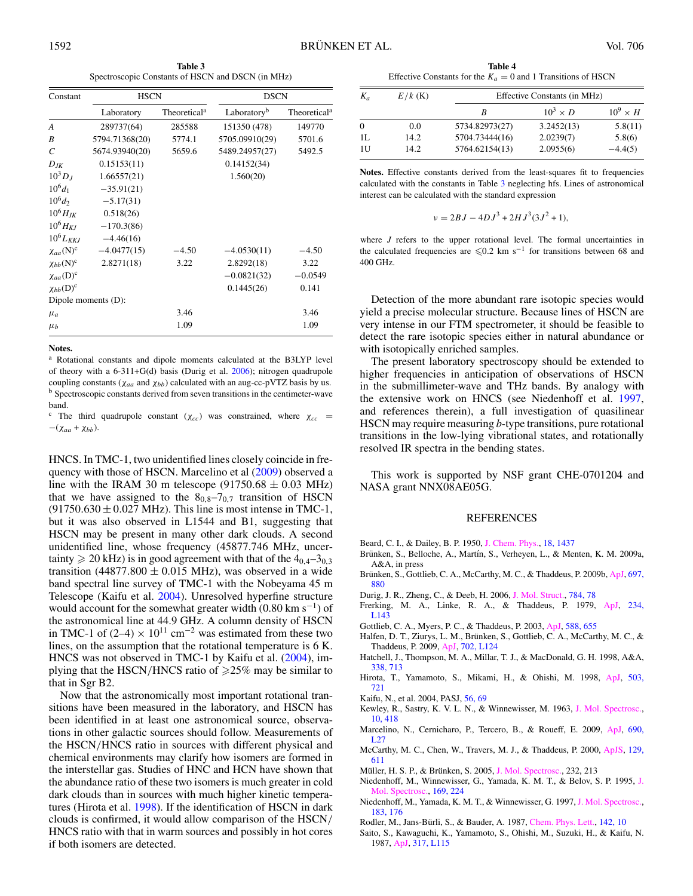**Table 3**
Spectroscopic Constants of HSCN and DSCN (in MHz)

| Constant | HSCN | | DSCN | |
|---|---|---|---|---|
| | Laboratory | Theoretical[a] | Laboratory[b] | Theoretical[a] |
| $A$ | 289737(64) | 285588 | 151350 (478) | 149770 |
| $B$ | 5794.71368(20) | 5774.1 | 5705.09910(29) | 5701.6 |
| $C$ | 5674.93940(20) | 5659.6 | 5489.24957(27) | 5492.5 |
| $D_{JK}$ | 0.15153(11) | | 0.14152(34) | |
| $10^3 D_J$ | 1.66557(21) | | 1.560(20) | |
| $10^6 d_1$ | −35.91(21) | | | |
| $10^6 d_2$ | −5.17(31) | | | |
| $10^6 H_{JK}$ | 0.518(26) | | | |
| $10^6 H_{KJ}$ | −170.3(86) | | | |
| $10^6 L_{KKJ}$ | −4.46(16) | | | |
| $\chi_{aa}$(N)[c] | −4.0477(15) | −4.50 | −4.0530(11) | −4.50 |
| $\chi_{bb}$(N)[c] | 2.8271(18) | 3.22 | 2.8292(18) | 3.22 |
| $\chi_{aa}$(D)[c] | | | −0.0821(32) | −0.0549 |
| $\chi_{bb}$(D)[c] | | | 0.1445(26) | 0.141 |
| Dipole moments (D): | | | | |
| $\mu_a$ | | 3.46 | | 3.46 |
| $\mu_b$ | | 1.09 | | 1.09 |

**Notes.**
[a] Rotational constants and dipole moments calculated at the B3LYP level of theory with a 6-311+G(d) basis (Durig et al. 2006); nitrogen quadrupole coupling constants ($\chi_{aa}$ and $\chi_{bb}$) calculated with an aug-cc-pVTZ basis by us.
[b] Spectroscopic constants derived from seven transitions in the centimeter-wave band.
[c] The third quadrupole constant ($\chi_{cc}$) was constrained, where $\chi_{cc} = -(\chi_{aa} + \chi_{bb})$.

HNCS. In TMC-1, two unidentified lines closely coincide in frequency with those of HSCN. Marcelino et al (2009) observed a line with the IRAM 30 m telescope (91750.68 ± 0.03 MHz) that we have assigned to the $8_{0,8}$–$7_{0,7}$ transition of HSCN (91750.630 ± 0.027 MHz). This line is most intense in TMC-1, but it was also observed in L1544 and B1, suggesting that HSCN may be present in many other dark clouds. A second unidentified line, whose frequency (45877.746 MHz, uncertainty ⩾ 20 kHz) is in good agreement with that of the $4_{0,4}$–$3_{0,3}$ transition (44877.800 ± 0.015 MHz), was observed in a wide band spectral line survey of TMC-1 with the Nobeyama 45 m Telescope (Kaifu et al. 2004). Unresolved hyperfine structure would account for the somewhat greater width (0.80 km $\mathrm{s}^{-1}$) of the astronomical line at 44.9 GHz. A column density of HSCN in TMC-1 of (2–4) × $10^{11}$ $\mathrm{cm}^{-2}$ was estimated from these two lines, on the assumption that the rotational temperature is 6 K. HNCS was not observed in TMC-1 by Kaifu et al. (2004), implying that the HSCN/HNCS ratio of ⩾25% may be similar to that in Sgr B2.

Now that the astronomically most important rotational transitions have been measured in the laboratory, and HSCN has been identified in at least one astronomical source, observations in other galactic sources should follow. Measurements of the HSCN/HNCS ratio in sources with different physical and chemical environments may clarify how isomers are formed in the interstellar gas. Studies of HNC and HCN have shown that the abundance ratio of these two isomers is much greater in cold dark clouds than in sources with much higher kinetic temperatures (Hirota et al. 1998). If the identification of HSCN in dark clouds is confirmed, it would allow comparison of the HSCN/HNCS ratio with that in warm sources and possibly in hot cores if both isomers are detected.

**Table 4**
Effective Constants for the $K_a = 0$ and 1 Transitions of HSCN

| $K_a$ | $E/k$ (K) | Effective Constants (in MHz) | | |
|---|---|---|---|---|
| | | $B$ | $10^3 \times D$ | $10^9 \times H$ |
| 0 | 0.0 | 5734.82973(27) | 3.2452(13) | 5.8(11) |
| 1L | 14.2 | 5704.73444(16) | 2.0239(7) | 5.8(6) |
| 1U | 14.2 | 5764.62154(13) | 2.0955(6) | −4.4(5) |

**Notes.** Effective constants derived from the least-squares fit to frequencies calculated with the constants in Table 3 neglecting hfs. Lines of astronomical interest can be calculated with the standard expression

$$\nu = 2BJ - 4DJ^3 + 2HJ^3(3J^2 + 1),$$

where $J$ refers to the upper rotational level. The formal uncertainties in the calculated frequencies are ⩽0.2 km $\mathrm{s}^{-1}$ for transitions between 68 and 400 GHz.

Detection of the more abundant rare isotopic species would yield a precise molecular structure. Because lines of HSCN are very intense in our FTM spectrometer, it should be feasible to detect the rare isotopic species either in natural abundance or with isotopically enriched samples.

The present laboratory spectroscopy should be extended to higher frequencies in anticipation of observations of HSCN in the submillimeter-wave and THz bands. By analogy with the extensive work on HNCS (see Niedenhoff et al. 1997, and references therein), a full investigation of quasilinear HSCN may require measuring $b$-type transitions, pure rotational transitions in the low-lying vibrational states, and rotationally resolved IR spectra in the bending states.

This work is supported by NSF grant CHE-0701204 and NASA grant NNX08AE05G.

## REFERENCES

Beard, C. I., & Dailey, B. P. 1950, J. Chem. Phys., 18, 1437
Brünken, S., Belloche, A., Martín, S., Verheyen, L., & Menten, K. M. 2009a, A&A, in press
Brünken, S., Gottlieb, C. A., McCarthy, M. C., & Thaddeus, P. 2009b, ApJ, 697, 880
Durig, J. R., Zheng, C., & Deeb, H. 2006, J. Mol. Struct., 784, 78
Frerking, M. A., Linke, R. A., & Thaddeus, P. 1979, ApJ, 234, L143
Gottlieb, C. A., Myers, P. C., & Thaddeus, P. 2003, ApJ, 588, 655
Halfen, D. T., Ziurys, L. M., Brünken, S., Gottlieb, C. A., McCarthy, M. C., & Thaddeus, P. 2009, ApJ, 702, L124
Hatchell, J., Thompson, M. A., Millar, T. J., & MacDonald, G. H. 1998, A&A, 338, 713
Hirota, T., Yamamoto, S., Mikami, H., & Ohishi, M. 1998, ApJ, 503, 721
Kaifu, N., et al. 2004, PASJ, 56, 69
Kewley, R., Sastry, K. V. L. N., & Winnewisser, M. 1963, J. Mol. Spectrosc., 10, 418
Marcelino, N., Cernicharo, P., Tercero, B., & Roueff, E. 2009, ApJ, 690, L27
McCarthy, M. C., Chen, W., Travers, M. J., & Thaddeus, P. 2000, ApJS, 129, 611
Müller, H. S. P., & Brünken, S. 2005, J. Mol. Spectrosc., 232, 213
Niedenhoff, M., Winnewisser, G., Yamada, K. M. T., & Belov, S. P. 1995, J. Mol. Spectrosc., 169, 224
Niedenhoff, M., Yamada, K. M. T., & Winnewisser, G. 1997, J. Mol. Spectrosc., 183, 176
Rodler, M., Jans-Bürli, S., & Bauder, A. 1987, Chem. Phys. Lett., 142, 10
Saito, S., Kawaguchi, K., Yamamoto, S., Ohishi, M., Suzuki, H., & Kaifu, N. 1987, ApJ, 317, L115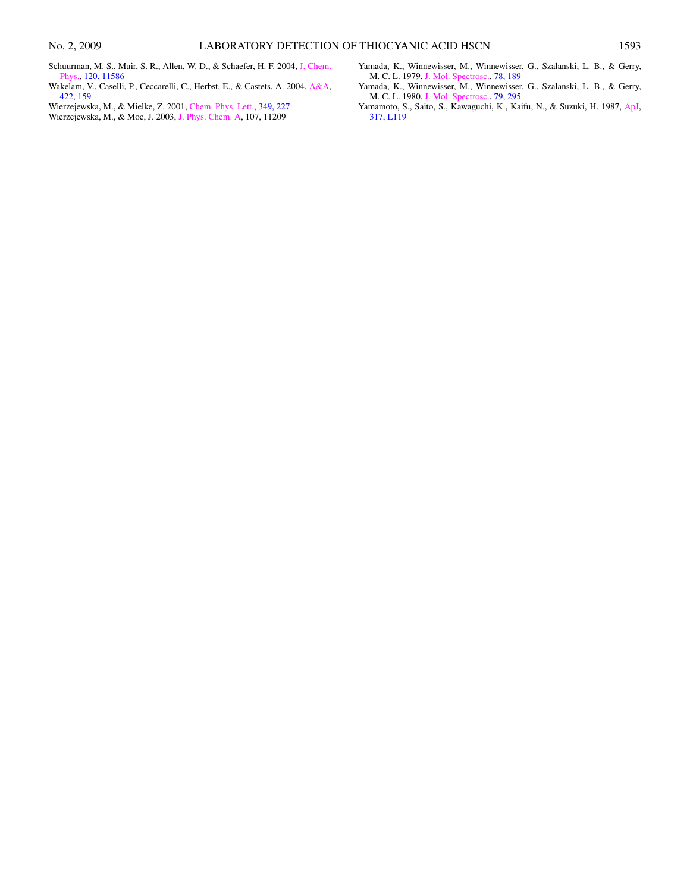Schuurman, M. S., Muir, S. R., Allen, W. D., & Schaefer, H. F. 2004, J. Chem. Phys., 120, 11586

Wakelam, V., Caselli, P., Ceccarelli, C., Herbst, E., & Castets, A. 2004, A&A, 422, 159

Wierzejewska, M., & Mielke, Z. 2001, Chem. Phys. Lett., 349, 227

Wierzejewska, M., & Moc, J. 2003, J. Phys. Chem. A, 107, 11209

Yamada, K., Winnewisser, M., Winnewisser, G., Szalanski, L. B., & Gerry, M. C. L. 1979, J. Mol. Spectrosc., 78, 189

Yamada, K., Winnewisser, M., Winnewisser, G., Szalanski, L. B., & Gerry, M. C. L. 1980, J. Mol. Spectrosc., 79, 295

Yamamoto, S., Saito, S., Kawaguchi, K., Kaifu, N., & Suzuki, H. 1987, ApJ, 317, L119